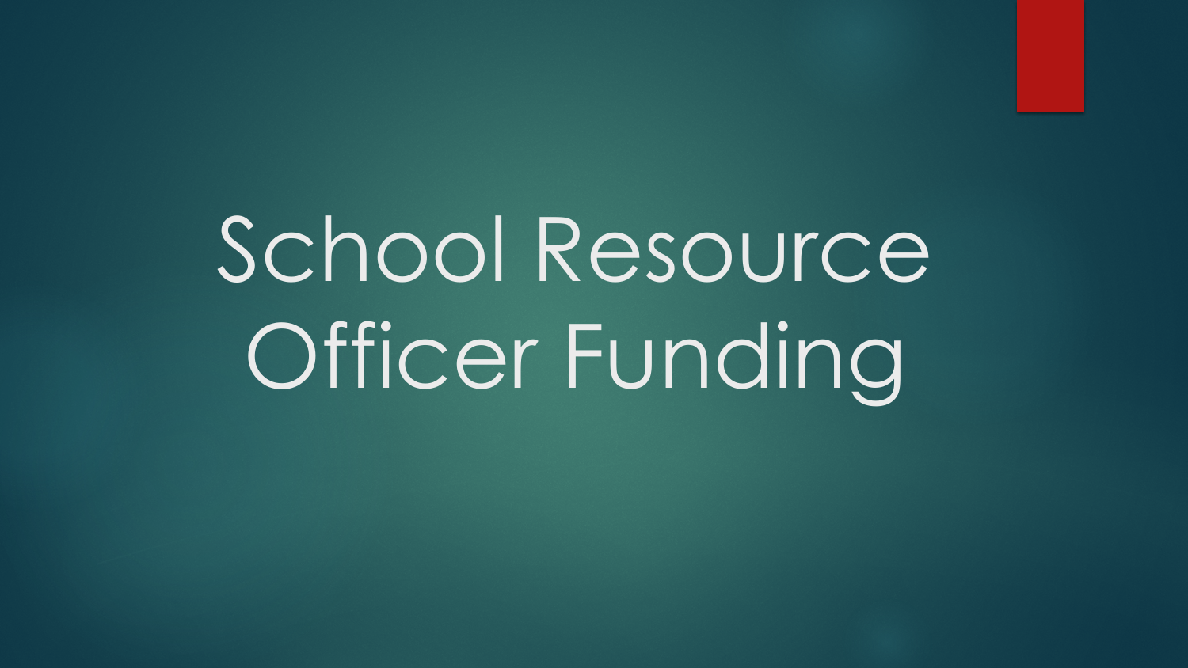# School Resource Officer Funding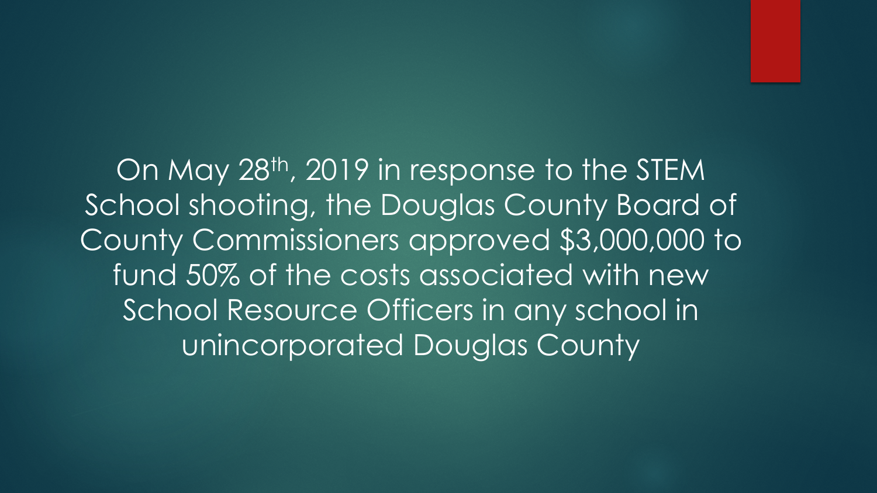On May 28th, 2019 in response to the STEM School shooting, the Douglas County Board of County Commissioners approved $3,000,000 to fund 50% of the costs associated with new School Resource Officers in any school in unincorporated Douglas County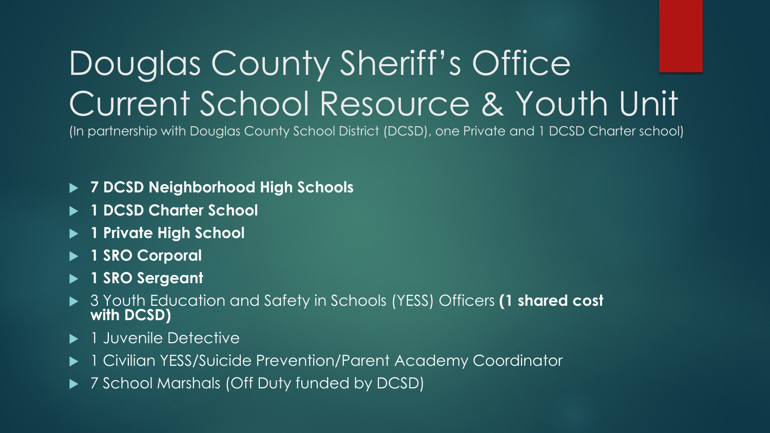# Douglas County Sheriff's Office Current School Resource & Youth Unit

(In partnership with Douglas County School District (DCSD), one Private and 1 DCSD Charter school)

- **7 DCSD Neighborhood High Schools**
- **1 DCSD Charter School**
- **1 Private High School**
- **1 SRO Corporal**
- **1 SRO Sergeant**
- 3 Youth Education and Safety in Schools (YESS) Officers **(1 shared cost with DCSD)**
- 1 Juvenile Detective
- 1 Civilian YESS/Suicide Prevention/Parent Academy Coordinator
- 7 School Marshals (Off Duty funded by DCSD)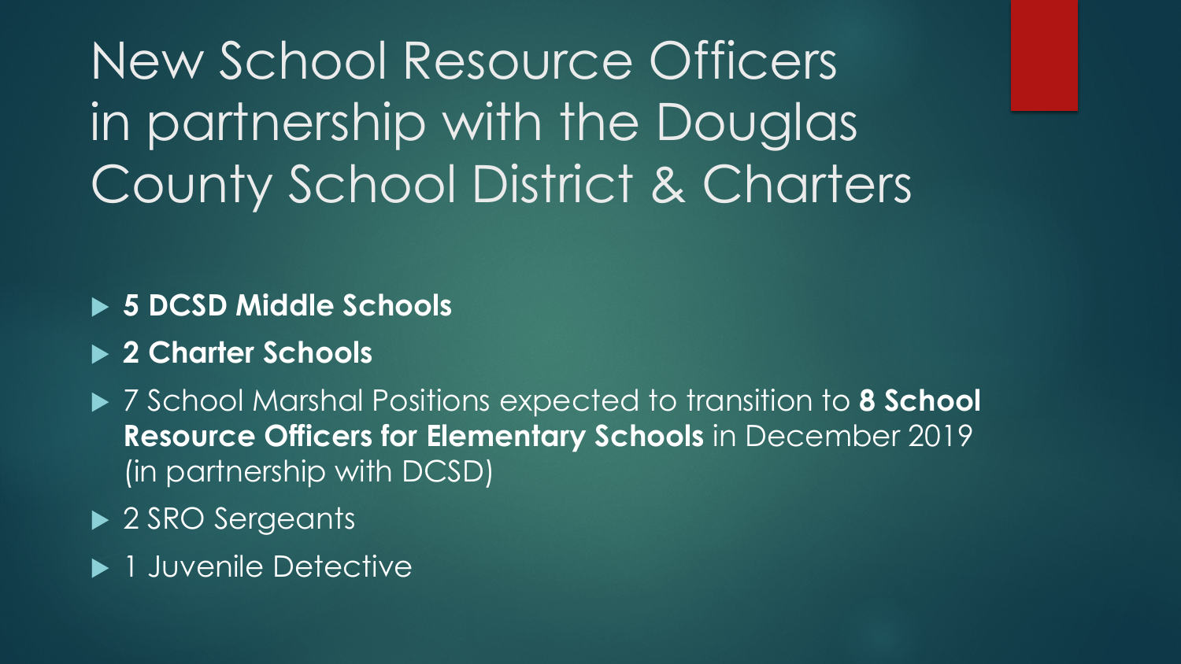# New School Resource Officers in partnership with the Douglas County School District & Charters

- **5 DCSD Middle Schools**
- **2 Charter Schools**
- 7 School Marshal Positions expected to transition to **8 School Resource Officers for Elementary Schools** in December 2019 (in partnership with DCSD)
- 2 SRO Sergeants
- 1 Juvenile Detective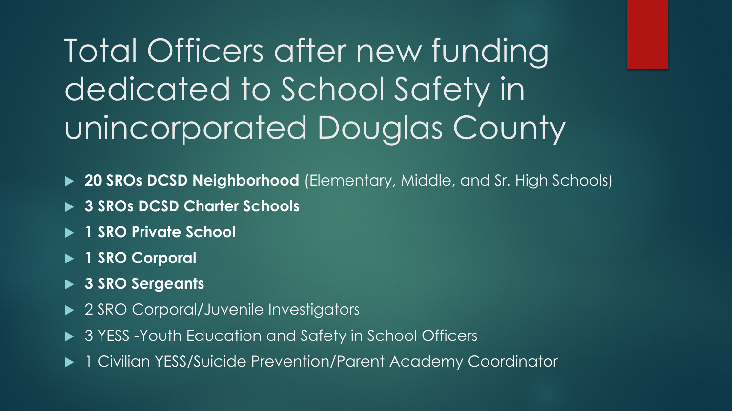# Total Officers after new funding dedicated to School Safety in unincorporated Douglas County

- **20 SROs DCSD Neighborhood** (Elementary, Middle, and Sr. High Schools)
- **3 SROs DCSD Charter Schools**
- **1 SRO Private School**
- **1 SRO Corporal**
- **3 SRO Sergeants**
- 2 SRO Corporal/Juvenile Investigators
- 3 YESS -Youth Education and Safety in School Officers
- 1 Civilian YESS/Suicide Prevention/Parent Academy Coordinator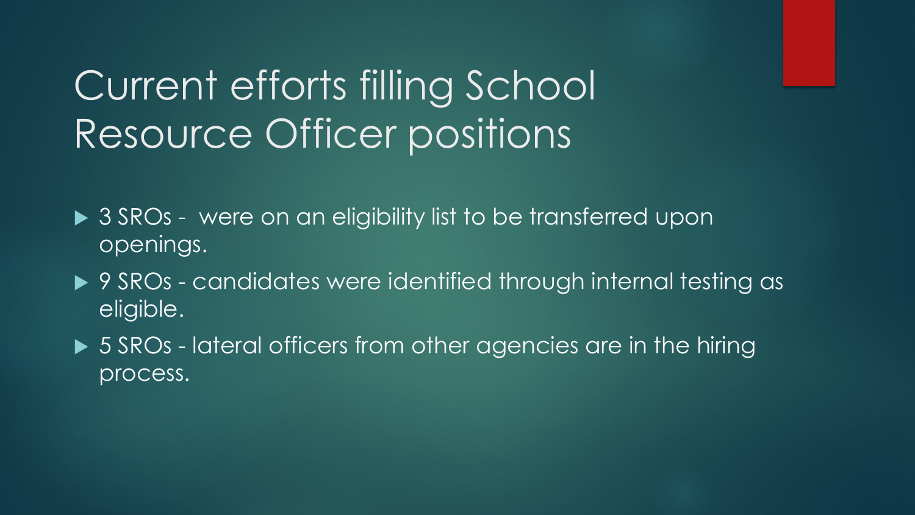# Current efforts filling School Resource Officer positions

- 3 SROs -  were on an eligibility list to be transferred upon openings.
- 9 SROs - candidates were identified through internal testing as eligible.
- 5 SROs - lateral officers from other agencies are in the hiring process.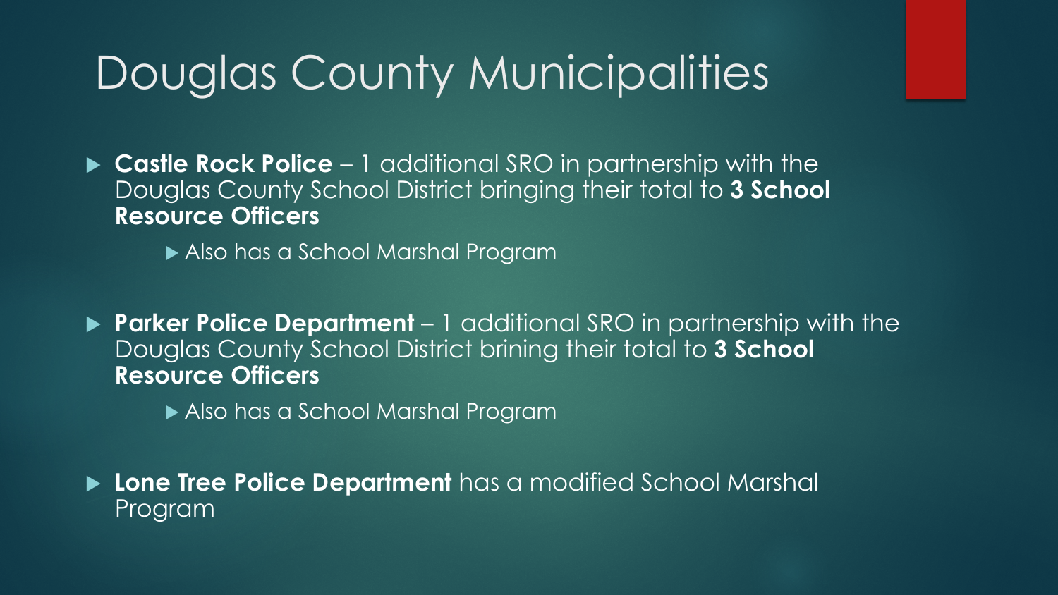# Douglas County Municipalities

- **Castle Rock Police** – 1 additional SRO in partnership with the Douglas County School District bringing their total to **3 School Resource Officers**
    - Also has a School Marshal Program

- **Parker Police Department** – 1 additional SRO in partnership with the Douglas County School District brining their total to **3 School Resource Officers**
    - Also has a School Marshal Program

- **Lone Tree Police Department** has a modified School Marshal Program